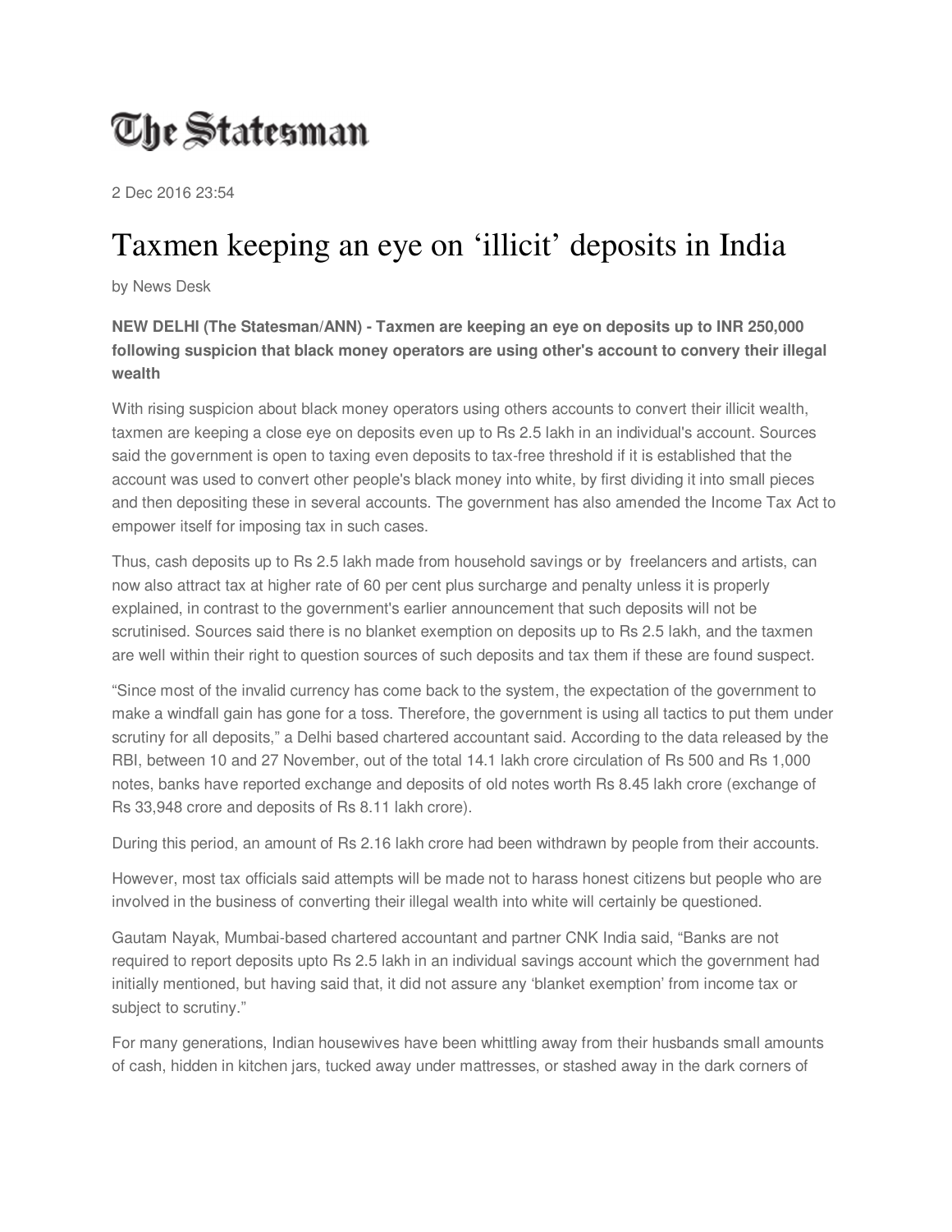# The Statesman

2 Dec 2016 23:54

# Taxmen keeping an eye on 'illicit' deposits in India

by News Desk

**NEW DELHI (The Statesman/ANN) - Taxmen are keeping an eye on deposits up to INR 250,000 following suspicion that black money operators are using other's account to convery their illegal wealth**

With rising suspicion about black money operators using others accounts to convert their illicit wealth, taxmen are keeping a close eye on deposits even up to Rs 2.5 lakh in an individual's account. Sources said the government is open to taxing even deposits to tax-free threshold if it is established that the account was used to convert other people's black money into white, by first dividing it into small pieces and then depositing these in several accounts. The government has also amended the Income Tax Act to empower itself for imposing tax in such cases.

Thus, cash deposits up to Rs 2.5 lakh made from household savings or by freelancers and artists, can now also attract tax at higher rate of 60 per cent plus surcharge and penalty unless it is properly explained, in contrast to the government's earlier announcement that such deposits will not be scrutinised. Sources said there is no blanket exemption on deposits up to Rs 2.5 lakh, and the taxmen are well within their right to question sources of such deposits and tax them if these are found suspect.

"Since most of the invalid currency has come back to the system, the expectation of the government to make a windfall gain has gone for a toss. Therefore, the government is using all tactics to put them under scrutiny for all deposits," a Delhi based chartered accountant said. According to the data released by the RBI, between 10 and 27 November, out of the total 14.1 lakh crore circulation of Rs 500 and Rs 1,000 notes, banks have reported exchange and deposits of old notes worth Rs 8.45 lakh crore (exchange of Rs 33,948 crore and deposits of Rs 8.11 lakh crore).

During this period, an amount of Rs 2.16 lakh crore had been withdrawn by people from their accounts.

However, most tax officials said attempts will be made not to harass honest citizens but people who are involved in the business of converting their illegal wealth into white will certainly be questioned.

Gautam Nayak, Mumbai-based chartered accountant and partner CNK India said, "Banks are not required to report deposits upto Rs 2.5 lakh in an individual savings account which the government had initially mentioned, but having said that, it did not assure any 'blanket exemption' from income tax or subject to scrutiny."

For many generations, Indian housewives have been whittling away from their husbands small amounts of cash, hidden in kitchen jars, tucked away under mattresses, or stashed away in the dark corners of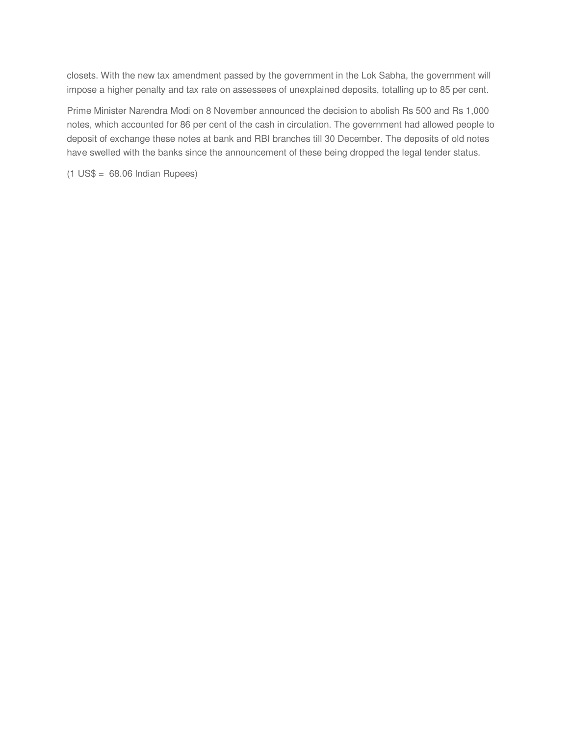closets. With the new tax amendment passed by the government in the Lok Sabha, the government will impose a higher penalty and tax rate on assessees of unexplained deposits, totalling up to 85 per cent.

Prime Minister Narendra Modi on 8 November announced the decision to abolish Rs 500 and Rs 1,000 notes, which accounted for 86 per cent of the cash in circulation. The government had allowed people to deposit of exchange these notes at bank and RBI branches till 30 December. The deposits of old notes have swelled with the banks since the announcement of these being dropped the legal tender status.

(1 US$ = 68.06 Indian Rupees)